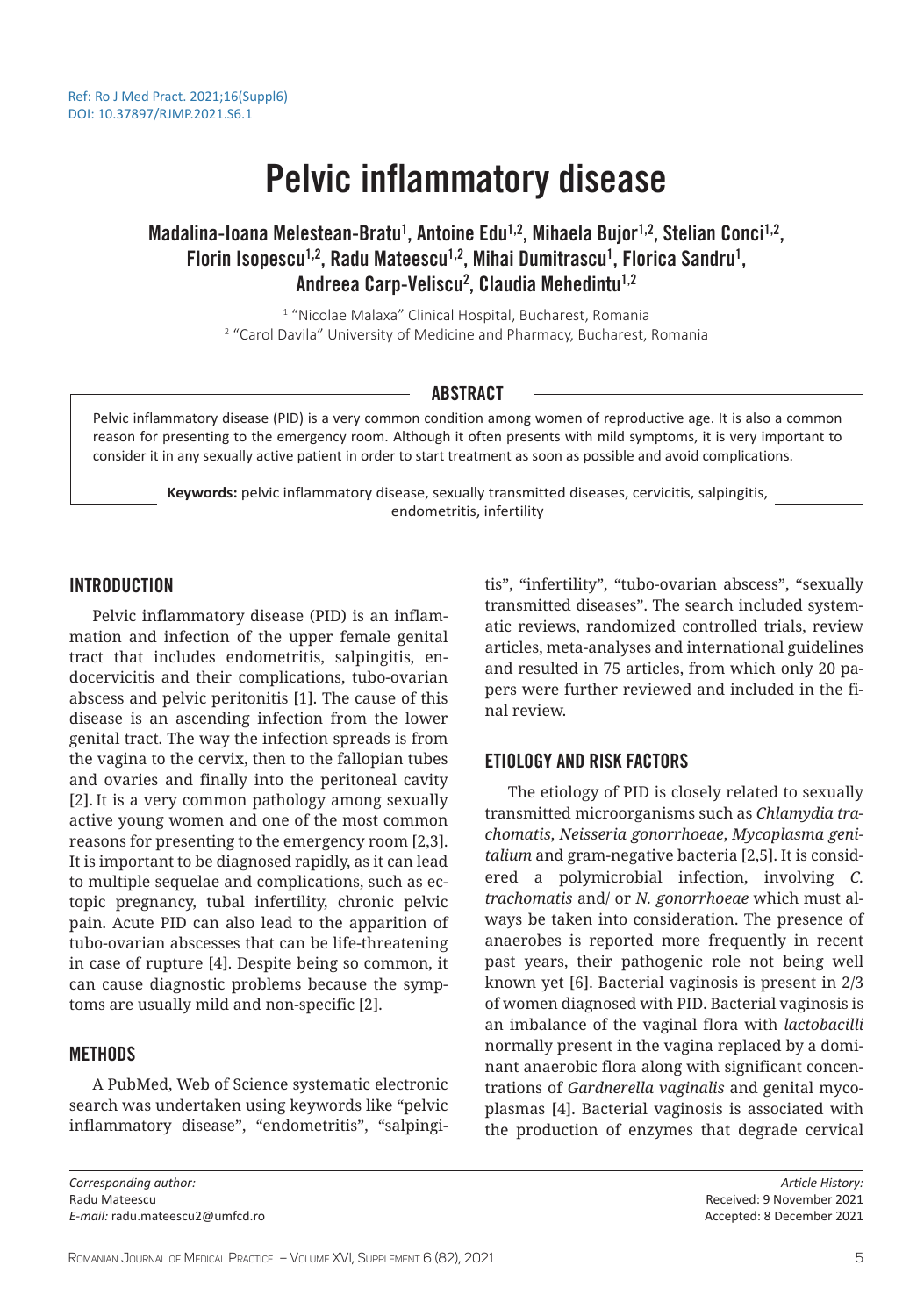Ref: Ro J Med Pract. 2021;16(Suppl6)
DOI: 10.37897/RJMP.2021.S6.1

# Pelvic inflammatory disease

**Madalina-Ioana Melestean-Bratu[1], Antoine Edu[1,2], Mihaela Bujor[1,2], Stelian Conci[1,2], Florin Isopescu[1,2], Radu Mateescu[1,2], Mihai Dumitrascu[1], Florica Sandru[1], Andreea Carp-Veliscu[2], Claudia Mehedintu[1,2]**

[1] "Nicolae Malaxa" Clinical Hospital, Bucharest, Romania
[2] "Carol Davila" University of Medicine and Pharmacy, Bucharest, Romania

## ABSTRACT

Pelvic inflammatory disease (PID) is a very common condition among women of reproductive age. It is also a common reason for presenting to the emergency room. Although it often presents with mild symptoms, it is very important to consider it in any sexually active patient in order to start treatment as soon as possible and avoid complications.

**Keywords:** pelvic inflammatory disease, sexually transmitted diseases, cervicitis, salpingitis, endometritis, infertility

## INTRODUCTION

Pelvic inflammatory disease (PID) is an inflammation and infection of the upper female genital tract that includes endometritis, salpingitis, endocervicitis and their complications, tubo-ovarian abscess and pelvic peritonitis [1]. The cause of this disease is an ascending infection from the lower genital tract. The way the infection spreads is from the vagina to the cervix, then to the fallopian tubes and ovaries and finally into the peritoneal cavity [2]. It is a very common pathology among sexually active young women and one of the most common reasons for presenting to the emergency room [2,3]. It is important to be diagnosed rapidly, as it can lead to multiple sequelae and complications, such as ectopic pregnancy, tubal infertility, chronic pelvic pain. Acute PID can also lead to the apparition of tubo-ovarian abscesses that can be life-threatening in case of rupture [4]. Despite being so common, it can cause diagnostic problems because the symptoms are usually mild and non-specific [2].

## METHODS

A PubMed, Web of Science systematic electronic search was undertaken using keywords like "pelvic inflammatory disease", "endometritis", "salpingitis", "infertility", "tubo-ovarian abscess", "sexually transmitted diseases". The search included systematic reviews, randomized controlled trials, review articles, meta-analyses and international guidelines and resulted in 75 articles, from which only 20 papers were further reviewed and included in the final review.

## ETIOLOGY AND RISK FACTORS

The etiology of PID is closely related to sexually transmitted microorganisms such as *Chlamydia trachomatis*, *Neisseria gonorrhoeae*, *Mycoplasma genitalium* and gram-negative bacteria [2,5]. It is considered a polymicrobial infection, involving *C. trachomatis* and/ or *N. gonorrhoeae* which must always be taken into consideration. The presence of anaerobes is reported more frequently in recent past years, their pathogenic role not being well known yet [6]. Bacterial vaginosis is present in 2/3 of women diagnosed with PID. Bacterial vaginosis is an imbalance of the vaginal flora with *lactobacilli* normally present in the vagina replaced by a dominant anaerobic flora along with significant concentrations of *Gardnerella vaginalis* and genital mycoplasmas [4]. Bacterial vaginosis is associated with the production of enzymes that degrade cervical

*Corresponding author:*
Radu Mateescu
*E-mail:* radu.mateescu2@umfcd.ro

*Article History:*
Received: 9 November 2021
Accepted: 8 December 2021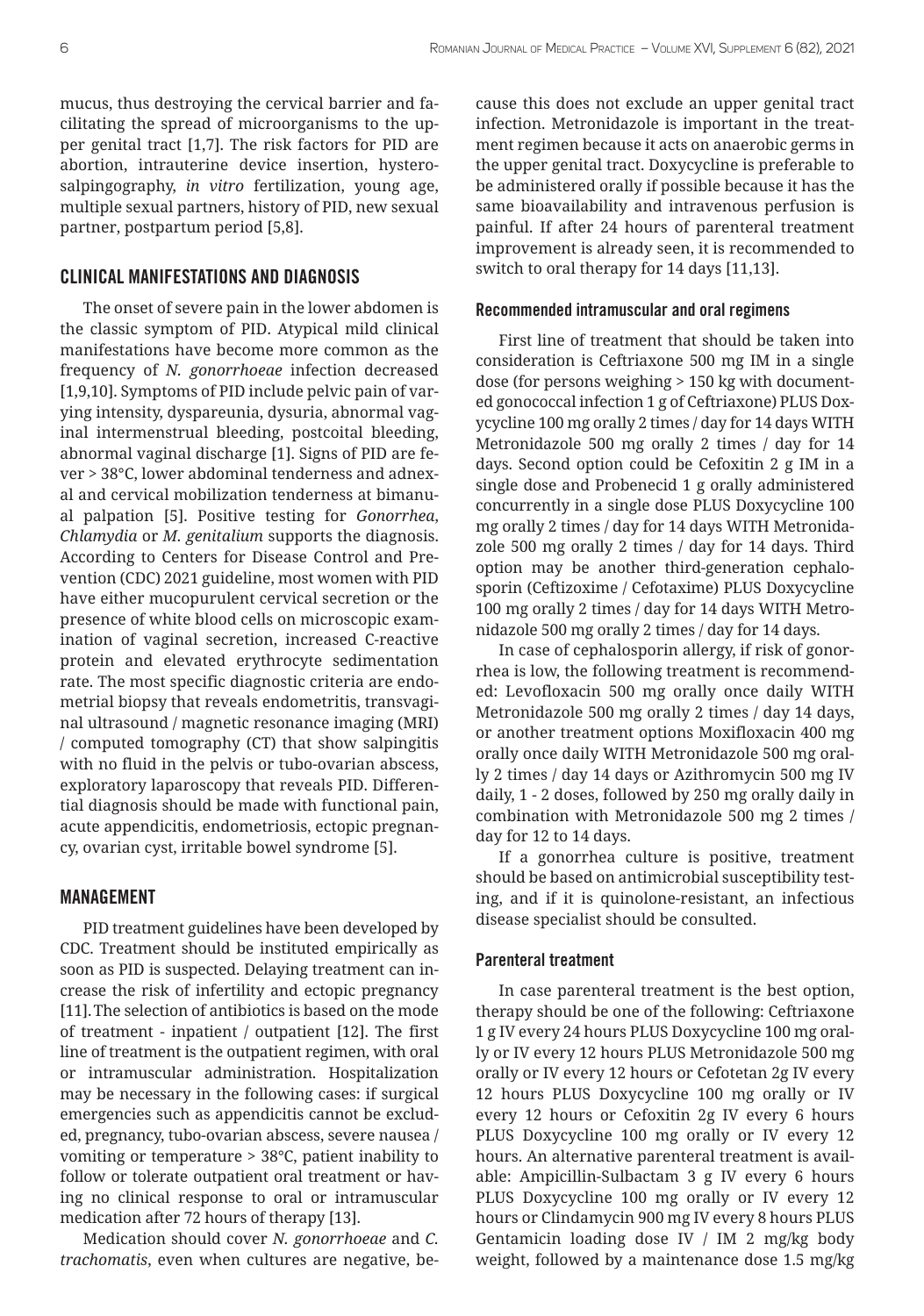mucus, thus destroying the cervical barrier and facilitating the spread of microorganisms to the upper genital tract [1,7]. The risk factors for PID are abortion, intrauterine device insertion, hysterosalpingography, *in vitro* fertilization, young age, multiple sexual partners, history of PID, new sexual partner, postpartum period [5,8].

## CLINICAL MANIFESTATIONS AND DIAGNOSIS

The onset of severe pain in the lower abdomen is the classic symptom of PID. Atypical mild clinical manifestations have become more common as the frequency of *N. gonorrhoeae* infection decreased [1,9,10]. Symptoms of PID include pelvic pain of varying intensity, dyspareunia, dysuria, abnormal vaginal intermenstrual bleeding, postcoital bleeding, abnormal vaginal discharge [1]. Signs of PID are fever > 38°C, lower abdominal tenderness and adnexal and cervical mobilization tenderness at bimanual palpation [5]. Positive testing for *Gonorrhea*, *Chlamydia* or *M. genitalium* supports the diagnosis. According to Centers for Disease Control and Prevention (CDC) 2021 guideline, most women with PID have either mucopurulent cervical secretion or the presence of white blood cells on microscopic examination of vaginal secretion, increased C-reactive protein and elevated erythrocyte sedimentation rate. The most specific diagnostic criteria are endometrial biopsy that reveals endometritis, transvaginal ultrasound / magnetic resonance imaging (MRI) / computed tomography (CT) that show salpingitis with no fluid in the pelvis or tubo-ovarian abscess, exploratory laparoscopy that reveals PID. Differential diagnosis should be made with functional pain, acute appendicitis, endometriosis, ectopic pregnancy, ovarian cyst, irritable bowel syndrome [5].

## MANAGEMENT

PID treatment guidelines have been developed by CDC. Treatment should be instituted empirically as soon as PID is suspected. Delaying treatment can increase the risk of infertility and ectopic pregnancy [11]. The selection of antibiotics is based on the mode of treatment - inpatient / outpatient [12]. The first line of treatment is the outpatient regimen, with oral or intramuscular administration. Hospitalization may be necessary in the following cases: if surgical emergencies such as appendicitis cannot be excluded, pregnancy, tubo-ovarian abscess, severe nausea / vomiting or temperature > 38°C, patient inability to follow or tolerate outpatient oral treatment or having no clinical response to oral or intramuscular medication after 72 hours of therapy [13].

Medication should cover *N. gonorrhoeae* and *C. trachomatis*, even when cultures are negative, because this does not exclude an upper genital tract infection. Metronidazole is important in the treatment regimen because it acts on anaerobic germs in the upper genital tract. Doxycycline is preferable to be administered orally if possible because it has the same bioavailability and intravenous perfusion is painful. If after 24 hours of parenteral treatment improvement is already seen, it is recommended to switch to oral therapy for 14 days [11,13].

### Recommended intramuscular and oral regimens

First line of treatment that should be taken into consideration is Ceftriaxone 500 mg IM in a single dose (for persons weighing > 150 kg with documented gonococcal infection 1 g of Ceftriaxone) PLUS Doxycycline 100 mg orally 2 times / day for 14 days WITH Metronidazole 500 mg orally 2 times / day for 14 days. Second option could be Cefoxitin 2 g IM in a single dose and Probenecid 1 g orally administered concurrently in a single dose PLUS Doxycycline 100 mg orally 2 times / day for 14 days WITH Metronidazole 500 mg orally 2 times / day for 14 days. Third option may be another third-generation cephalosporin (Ceftizoxime / Cefotaxime) PLUS Doxycycline 100 mg orally 2 times / day for 14 days WITH Metronidazole 500 mg orally 2 times / day for 14 days.

In case of cephalosporin allergy, if risk of gonorrhea is low, the following treatment is recommended: Levofloxacin 500 mg orally once daily WITH Metronidazole 500 mg orally 2 times / day 14 days, or another treatment options Moxifloxacin 400 mg orally once daily WITH Metronidazole 500 mg orally 2 times / day 14 days or Azithromycin 500 mg IV daily, 1 - 2 doses, followed by 250 mg orally daily in combination with Metronidazole 500 mg 2 times / day for 12 to 14 days.

If a gonorrhea culture is positive, treatment should be based on antimicrobial susceptibility testing, and if it is quinolone-resistant, an infectious disease specialist should be consulted.

### Parenteral treatment

In case parenteral treatment is the best option, therapy should be one of the following: Ceftriaxone 1 g IV every 24 hours PLUS Doxycycline 100 mg orally or IV every 12 hours PLUS Metronidazole 500 mg orally or IV every 12 hours or Cefotetan 2g IV every 12 hours PLUS Doxycycline 100 mg orally or IV every 12 hours or Cefoxitin 2g IV every 6 hours PLUS Doxycycline 100 mg orally or IV every 12 hours. An alternative parenteral treatment is available: Ampicillin-Sulbactam 3 g IV every 6 hours PLUS Doxycycline 100 mg orally or IV every 12 hours or Clindamycin 900 mg IV every 8 hours PLUS Gentamicin loading dose IV / IM 2 mg/kg body weight, followed by a maintenance dose 1.5 mg/kg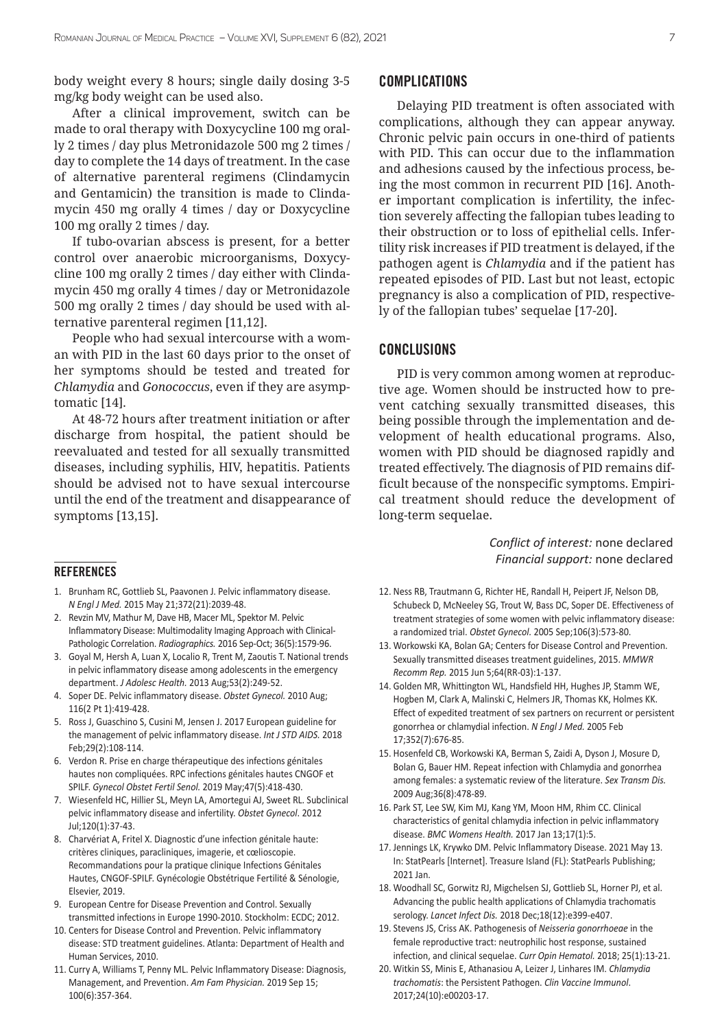body weight every 8 hours; single daily dosing 3-5 mg/kg body weight can be used also.

After a clinical improvement, switch can be made to oral therapy with Doxycycline 100 mg orally 2 times / day plus Metronidazole 500 mg 2 times / day to complete the 14 days of treatment. In the case of alternative parenteral regimens (Clindamycin and Gentamicin) the transition is made to Clindamycin 450 mg orally 4 times / day or Doxycycline 100 mg orally 2 times / day.

If tubo-ovarian abscess is present, for a better control over anaerobic microorganisms, Doxycycline 100 mg orally 2 times / day either with Clindamycin 450 mg orally 4 times / day or Metronidazole 500 mg orally 2 times / day should be used with alternative parenteral regimen [11,12].

People who had sexual intercourse with a woman with PID in the last 60 days prior to the onset of her symptoms should be tested and treated for *Chlamydia* and *Gonococcus*, even if they are asymptomatic [14].

At 48-72 hours after treatment initiation or after discharge from hospital, the patient should be reevaluated and tested for all sexually transmitted diseases, including syphilis, HIV, hepatitis. Patients should be advised not to have sexual intercourse until the end of the treatment and disappearance of symptoms [13,15].

## COMPLICATIONS

Delaying PID treatment is often associated with complications, although they can appear anyway. Chronic pelvic pain occurs in one-third of patients with PID. This can occur due to the inflammation and adhesions caused by the infectious process, being the most common in recurrent PID [16]. Another important complication is infertility, the infection severely affecting the fallopian tubes leading to their obstruction or to loss of epithelial cells. Infertility risk increases if PID treatment is delayed, if the pathogen agent is *Chlamydia* and if the patient has repeated episodes of PID. Last but not least, ectopic pregnancy is also a complication of PID, respectively of the fallopian tubes' sequelae [17-20].

## CONCLUSIONS

PID is very common among women at reproductive age. Women should be instructed how to prevent catching sexually transmitted diseases, this being possible through the implementation and development of health educational programs. Also, women with PID should be diagnosed rapidly and treated effectively. The diagnosis of PID remains difficult because of the nonspecific symptoms. Empirical treatment should reduce the development of long-term sequelae.

*Conflict of interest:* none declared
*Financial support:* none declared

## REFERENCES

1. Brunham RC, Gottlieb SL, Paavonen J. Pelvic inflammatory disease. *N Engl J Med.* 2015 May 21;372(21):2039-48.
2. Revzin MV, Mathur M, Dave HB, Macer ML, Spektor M. Pelvic Inflammatory Disease: Multimodality Imaging Approach with Clinical-Pathologic Correlation. *Radiographics.* 2016 Sep-Oct; 36(5):1579-96.
3. Goyal M, Hersh A, Luan X, Localio R, Trent M, Zaoutis T. National trends in pelvic inflammatory disease among adolescents in the emergency department. *J Adolesc Health.* 2013 Aug;53(2):249-52.
4. Soper DE. Pelvic inflammatory disease. *Obstet Gynecol.* 2010 Aug; 116(2 Pt 1):419-428.
5. Ross J, Guaschino S, Cusini M, Jensen J. 2017 European guideline for the management of pelvic inflammatory disease. *Int J STD AIDS.* 2018 Feb;29(2):108-114.
6. Verdon R. Prise en charge thérapeutique des infections génitales hautes non compliquées. RPC infections génitales hautes CNGOF et SPILF. *Gynecol Obstet Fertil Senol.* 2019 May;47(5):418-430.
7. Wiesenfeld HC, Hillier SL, Meyn LA, Amortegui AJ, Sweet RL. Subclinical pelvic inflammatory disease and infertility. *Obstet Gynecol*. 2012 Jul;120(1):37-43.
8. Charvériat A, Fritel X. Diagnostic d'une infection génitale haute: critères cliniques, paracliniques, imagerie, et cœlioscopie. Recommandations pour la pratique clinique Infections Génitales Hautes, CNGOF-SPILF. Gynécologie Obstétrique Fertilité & Sénologie, Elsevier, 2019.
9. European Centre for Disease Prevention and Control. Sexually transmitted infections in Europe 1990-2010. Stockholm: ECDC; 2012.
10. Centers for Disease Control and Prevention. Pelvic inflammatory disease: STD treatment guidelines. Atlanta: Department of Health and Human Services, 2010.
11. Curry A, Williams T, Penny ML. Pelvic Inflammatory Disease: Diagnosis, Management, and Prevention. *Am Fam Physician.* 2019 Sep 15; 100(6):357-364.
12. Ness RB, Trautmann G, Richter HE, Randall H, Peipert JF, Nelson DB, Schubeck D, McNeeley SG, Trout W, Bass DC, Soper DE. Effectiveness of treatment strategies of some women with pelvic inflammatory disease: a randomized trial. *Obstet Gynecol.* 2005 Sep;106(3):573-80.
13. Workowski KA, Bolan GA; Centers for Disease Control and Prevention. Sexually transmitted diseases treatment guidelines, 2015. *MMWR Recomm Rep.* 2015 Jun 5;64(RR-03):1-137.
14. Golden MR, Whittington WL, Handsfield HH, Hughes JP, Stamm WE, Hogben M, Clark A, Malinski C, Helmers JR, Thomas KK, Holmes KK. Effect of expedited treatment of sex partners on recurrent or persistent gonorrhea or chlamydial infection. *N Engl J Med.* 2005 Feb 17;352(7):676-85.
15. Hosenfeld CB, Workowski KA, Berman S, Zaidi A, Dyson J, Mosure D, Bolan G, Bauer HM. Repeat infection with Chlamydia and gonorrhea among females: a systematic review of the literature. *Sex Transm Dis.* 2009 Aug;36(8):478-89.
16. Park ST, Lee SW, Kim MJ, Kang YM, Moon HM, Rhim CC. Clinical characteristics of genital chlamydia infection in pelvic inflammatory disease. *BMC Womens Health.* 2017 Jan 13;17(1):5.
17. Jennings LK, Krywko DM. Pelvic Inflammatory Disease. 2021 May 13. In: StatPearls [Internet]. Treasure Island (FL): StatPearls Publishing; 2021 Jan.
18. Woodhall SC, Gorwitz RJ, Migchelsen SJ, Gottlieb SL, Horner PJ, et al. Advancing the public health applications of Chlamydia trachomatis serology. *Lancet Infect Dis.* 2018 Dec;18(12):e399-e407.
19. Stevens JS, Criss AK. Pathogenesis of *Neisseria gonorrhoeae* in the female reproductive tract: neutrophilic host response, sustained infection, and clinical sequelae. *Curr Opin Hematol.* 2018; 25(1):13-21.
20. Witkin SS, Minis E, Athanasiou A, Leizer J, Linhares IM. *Chlamydia trachomatis*: the Persistent Pathogen. *Clin Vaccine Immunol*. 2017;24(10):e00203-17.